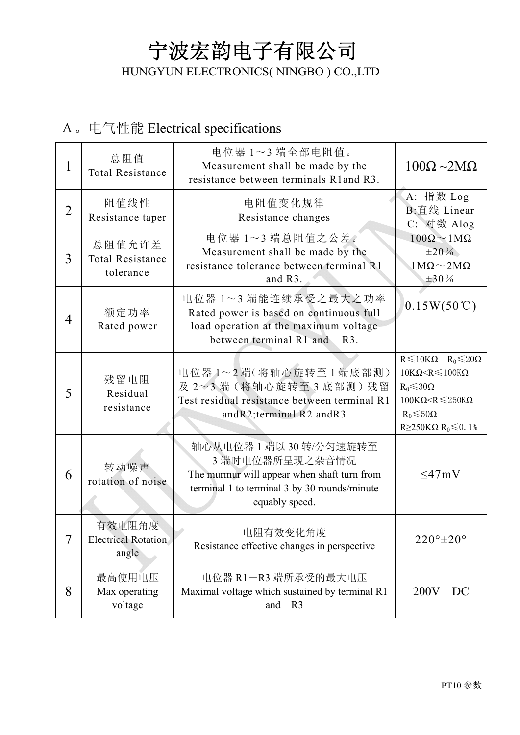# 宁波宏韵电子有限公司

HUNGYUN ELECTRONICS( NINGBO ) CO.,LTD

## A。电气性能 Electrical specifications

| | | | |
|---|---|---|---|
| 1 | 总阻值<br>Total Resistance | 电位器 1～3 端全部电阻值。<br>Measurement shall be made by the resistance between terminals R1and R3. | 100Ω ~2MΩ |
| 2 | 阻值线性<br>Resistance taper | 电阻值变化规律<br>Resistance changes | A: 指数 Log<br>B:直线 Linear<br>C: 对数 Alog |
| 3 | 总阻值允许差<br>Total Resistance tolerance | 电位器 1～3 端总阻值之公差。<br>Measurement shall be made by the resistance tolerance between terminal R1 and R3. | 100Ω～1MΩ<br>±20%<br>1MΩ～2MΩ<br>±30% |
| 4 | 额定功率<br>Rated power | 电位器 1～3 端能连续承受之最大之功率<br>Rated power is based on continuous full load operation at the maximum voltage between terminal R1 and R3. | 0.15W(50℃) |
| 5 | 残留电阻<br>Residual resistance | 电位器 1～2 端(将轴心旋转至 1 端底部测)及 2～3 端（将轴心旋转至 3 底部测）残留<br>Test residual resistance between terminal R1 andR2;terminal R2 andR3 | R≤10KΩ $R_0$≤20Ω<br>10KΩ<R≤100KΩ<br>$R_0$≤30Ω<br>100KΩ<R≤250KΩ<br>$R_0$≤50Ω<br>R≥250KΩ $R_0$≤0.1% |
| 6 | 转动噪声<br>rotation of noise | 轴心从电位器 1 端以 30 转/分匀速旋转至 3 端时电位器所呈现之杂音情况<br>The murmur will appear when shaft turn from terminal 1 to terminal 3 by 30 rounds/minute equably speed. | ≤47mV |
| 7 | 有效电阻角度<br>Electrical Rotation angle | 电阻有效变化角度<br>Resistance effective changes in perspective | 220°±20° |
| 8 | 最高使用电压<br>Max operating voltage | 电位器 R1－R3 端所承受的最大电压<br>Maximal voltage which sustained by terminal R1 and R3 | 200V DC |

PT10 参数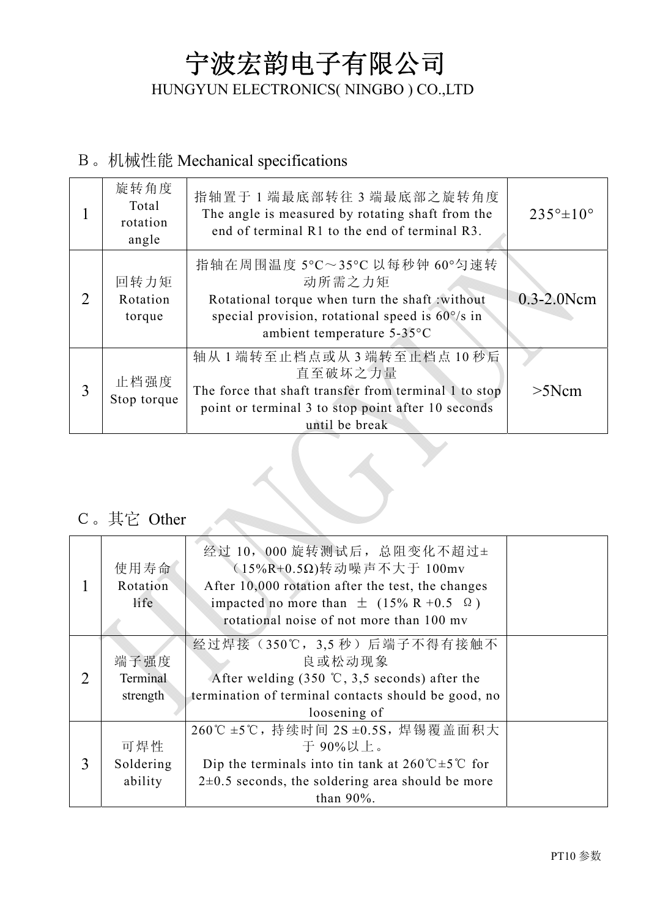# 宁波宏韵电子有限公司

HUNGYUN ELECTRONICS( NINGBO ) CO.,LTD

## B。机械性能 Mechanical specifications

| | | | |
|---|---|---|---|
| 1 | 旋转角度 Total rotation angle | 指轴置于 1 端最底部转往 3 端最底部之旋转角度 The angle is measured by rotating shaft from the end of terminal R1 to the end of terminal R3. | 235°±10° |
| 2 | 回转力矩 Rotation torque | 指轴在周围温度 5°C～35°C 以每秒钟 60°匀速转动所需之力矩 Rotational torque when turn the shaft :without special provision, rotational speed is 60°/s in ambient temperature 5-35°C | 0.3-2.0Ncm |
| 3 | 止档强度 Stop torque | 轴从 1 端转至止档点或从 3 端转至止档点 10 秒后直至破坏之力量 The force that shaft transfer from terminal 1 to stop point or terminal 3 to stop point after 10 seconds until be break | >5Ncm |

## C。其它 Other

| | | | |
|---|---|---|---|
| 1 | 使用寿命 Rotation life | 经过 10，000 旋转测试后，总阻变化不超过±（15%R+0.5Ω)转动噪声不大于 100mv After 10,000 rotation after the test, the changes impacted no more than ±（15% R +0.5 Ω) rotational noise of not more than 100 mv | |
| 2 | 端子强度 Terminal strength | 经过焊接（350℃，3,5 秒）后端子不得有接触不良或松动现象 After welding (350 ℃, 3,5 seconds) after the termination of terminal contacts should be good, no loosening of | |
| 3 | 可焊性 Soldering ability | 260℃ ±5℃，持续时间 2S ±0.5S，焊锡覆盖面积大于 90%以上。 Dip the terminals into tin tank at 260℃±5℃ for 2±0.5 seconds, the soldering area should be more than 90%. | |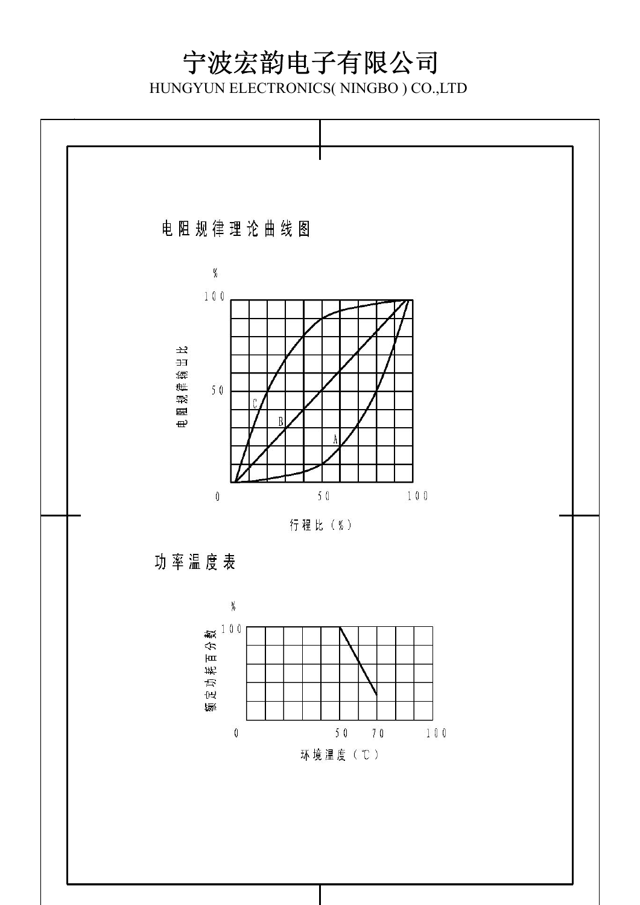# 宁波宏韵电子有限公司

HUNGYUN ELECTRONICS( NINGBO ) CO.,LTD

## 电阻规律理论曲线图

%

100

50

0

电阻规律输出比

C

B

A

50

100

行程比（%）

## 功率温度表

%

100

额定功耗百分数

0

50　70　100

环境温度（℃）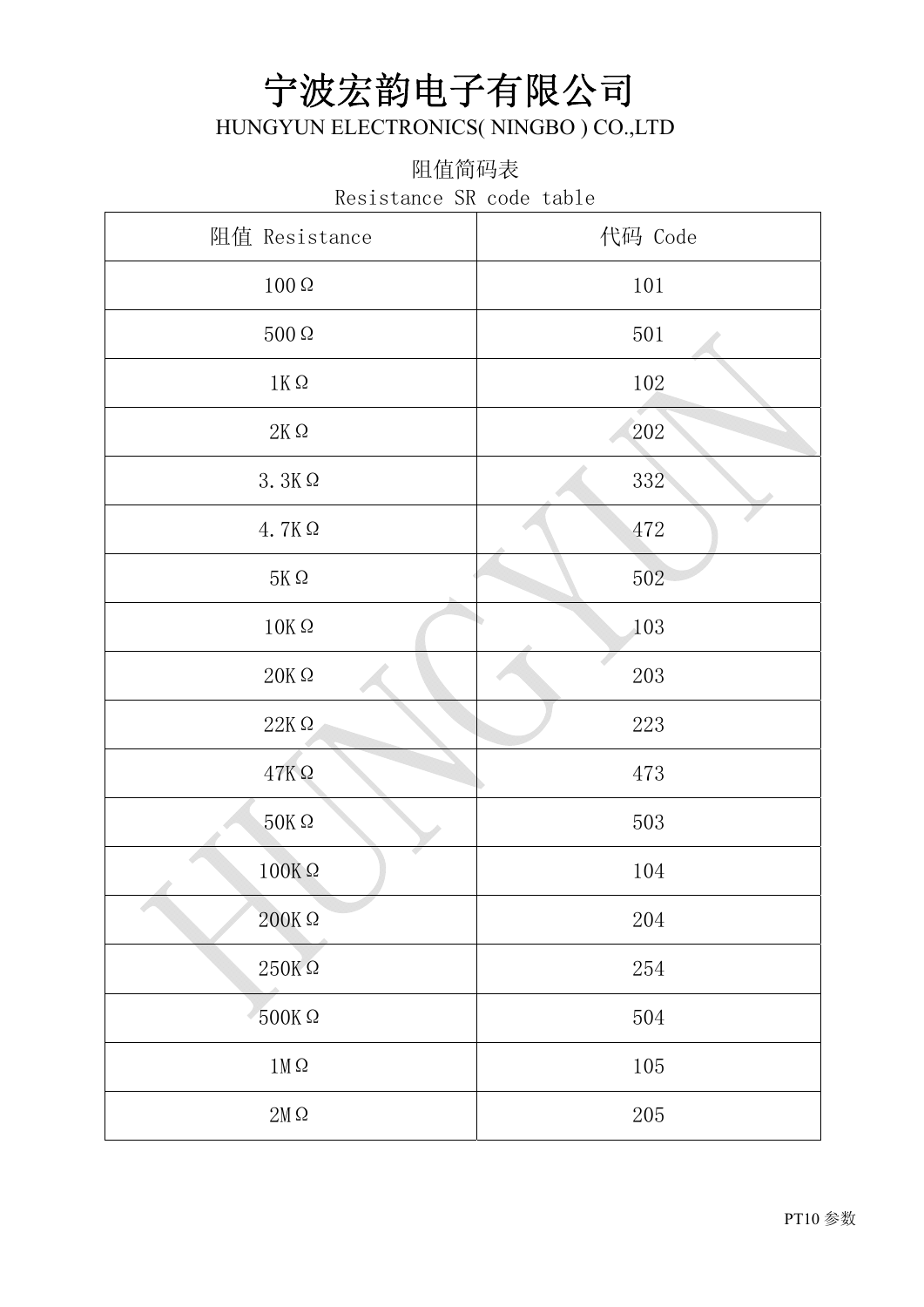# 宁波宏韵电子有限公司

HUNGYUN ELECTRONICS( NINGBO ) CO.,LTD

## 阻值简码表

Resistance SR code table

| 阻值 Resistance | 代码 Code |
|---|---|
| 100Ω | 101 |
| 500Ω | 501 |
| 1KΩ | 102 |
| 2KΩ | 202 |
| 3.3KΩ | 332 |
| 4.7KΩ | 472 |
| 5KΩ | 502 |
| 10KΩ | 103 |
| 20KΩ | 203 |
| 22KΩ | 223 |
| 47KΩ | 473 |
| 50KΩ | 503 |
| 100KΩ | 104 |
| 200KΩ | 204 |
| 250KΩ | 254 |
| 500KΩ | 504 |
| 1MΩ | 105 |
| 2MΩ | 205 |